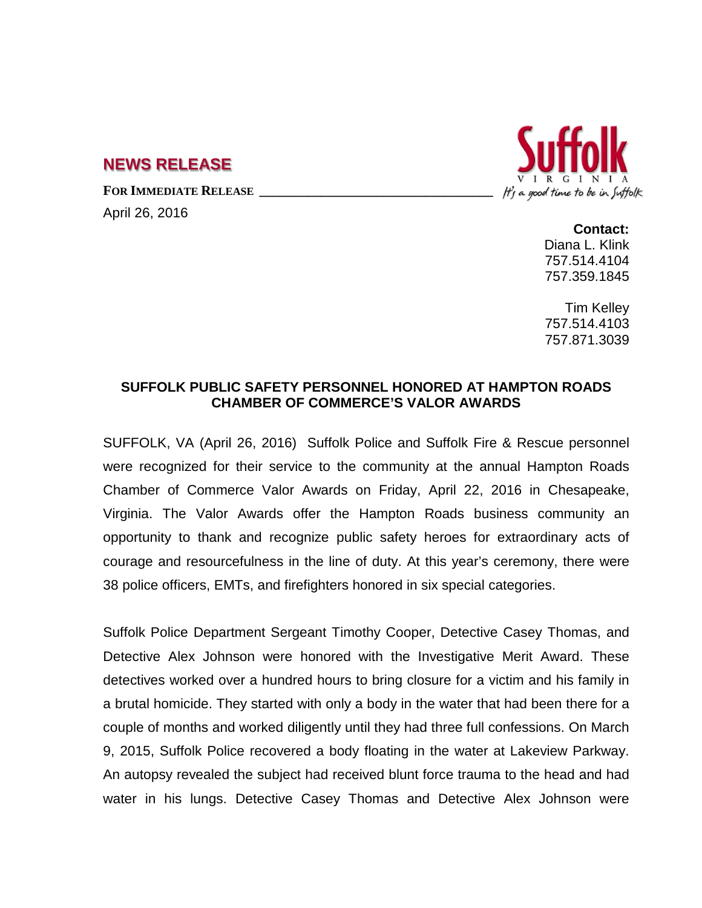## NEWS RELEASE

**FOR IMMEDIATE RELEASE**

April 26, 2016

Suffolk VIRGINIA *It's a good time to be in Suffolk*

**Contact:**
Diana L. Klink
757.514.4104
757.359.1845

Tim Kelley
757.514.4103
757.871.3039

### SUFFOLK PUBLIC SAFETY PERSONNEL HONORED AT HAMPTON ROADS CHAMBER OF COMMERCE'S VALOR AWARDS

SUFFOLK, VA (April 26, 2016) Suffolk Police and Suffolk Fire & Rescue personnel were recognized for their service to the community at the annual Hampton Roads Chamber of Commerce Valor Awards on Friday, April 22, 2016 in Chesapeake, Virginia. The Valor Awards offer the Hampton Roads business community an opportunity to thank and recognize public safety heroes for extraordinary acts of courage and resourcefulness in the line of duty. At this year's ceremony, there were 38 police officers, EMTs, and firefighters honored in six special categories.

Suffolk Police Department Sergeant Timothy Cooper, Detective Casey Thomas, and Detective Alex Johnson were honored with the Investigative Merit Award. These detectives worked over a hundred hours to bring closure for a victim and his family in a brutal homicide. They started with only a body in the water that had been there for a couple of months and worked diligently until they had three full confessions. On March 9, 2015, Suffolk Police recovered a body floating in the water at Lakeview Parkway. An autopsy revealed the subject had received blunt force trauma to the head and had water in his lungs. Detective Casey Thomas and Detective Alex Johnson were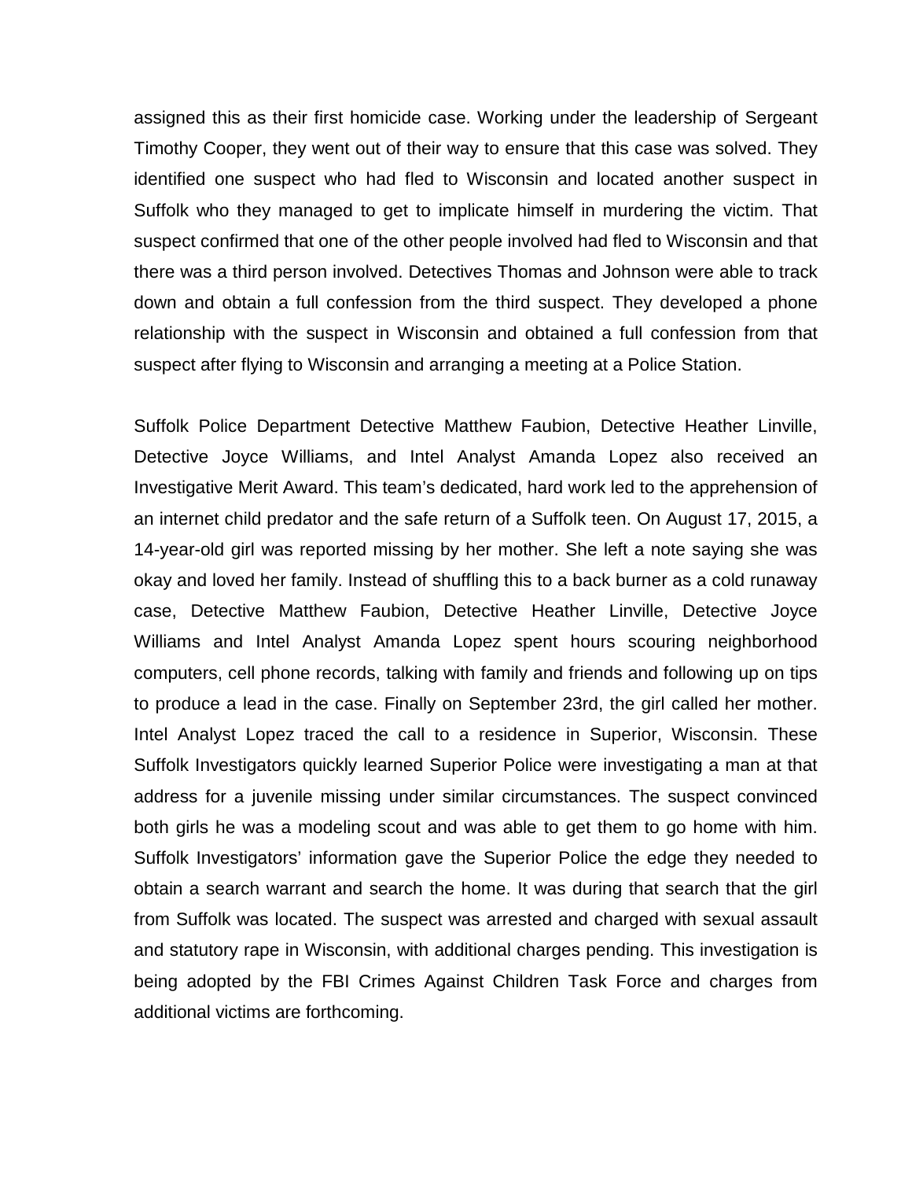assigned this as their first homicide case. Working under the leadership of Sergeant Timothy Cooper, they went out of their way to ensure that this case was solved. They identified one suspect who had fled to Wisconsin and located another suspect in Suffolk who they managed to get to implicate himself in murdering the victim. That suspect confirmed that one of the other people involved had fled to Wisconsin and that there was a third person involved. Detectives Thomas and Johnson were able to track down and obtain a full confession from the third suspect. They developed a phone relationship with the suspect in Wisconsin and obtained a full confession from that suspect after flying to Wisconsin and arranging a meeting at a Police Station.

Suffolk Police Department Detective Matthew Faubion, Detective Heather Linville, Detective Joyce Williams, and Intel Analyst Amanda Lopez also received an Investigative Merit Award. This team's dedicated, hard work led to the apprehension of an internet child predator and the safe return of a Suffolk teen. On August 17, 2015, a 14-year-old girl was reported missing by her mother. She left a note saying she was okay and loved her family. Instead of shuffling this to a back burner as a cold runaway case, Detective Matthew Faubion, Detective Heather Linville, Detective Joyce Williams and Intel Analyst Amanda Lopez spent hours scouring neighborhood computers, cell phone records, talking with family and friends and following up on tips to produce a lead in the case. Finally on September 23rd, the girl called her mother. Intel Analyst Lopez traced the call to a residence in Superior, Wisconsin. These Suffolk Investigators quickly learned Superior Police were investigating a man at that address for a juvenile missing under similar circumstances. The suspect convinced both girls he was a modeling scout and was able to get them to go home with him. Suffolk Investigators' information gave the Superior Police the edge they needed to obtain a search warrant and search the home. It was during that search that the girl from Suffolk was located. The suspect was arrested and charged with sexual assault and statutory rape in Wisconsin, with additional charges pending. This investigation is being adopted by the FBI Crimes Against Children Task Force and charges from additional victims are forthcoming.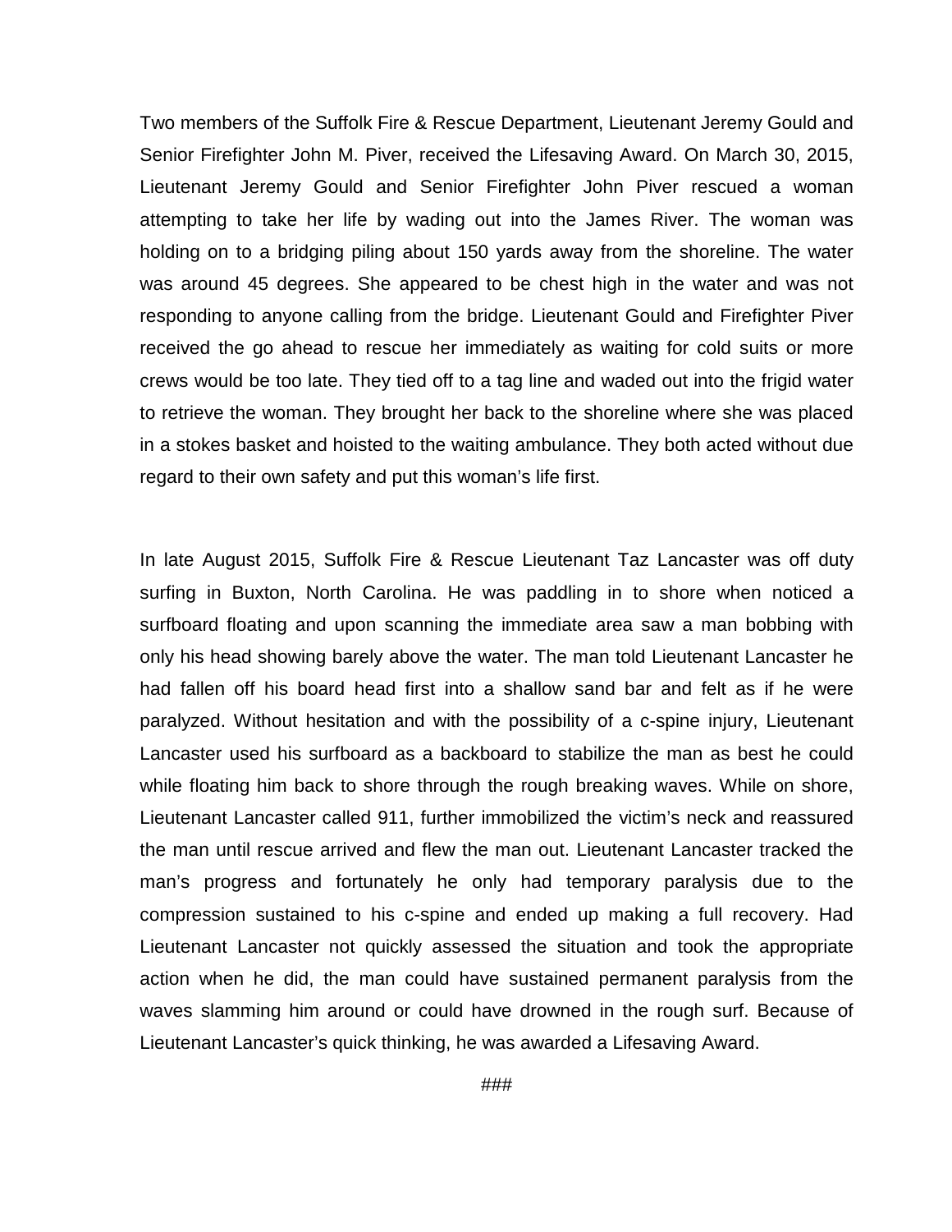Two members of the Suffolk Fire & Rescue Department, Lieutenant Jeremy Gould and Senior Firefighter John M. Piver, received the Lifesaving Award. On March 30, 2015, Lieutenant Jeremy Gould and Senior Firefighter John Piver rescued a woman attempting to take her life by wading out into the James River. The woman was holding on to a bridging piling about 150 yards away from the shoreline. The water was around 45 degrees. She appeared to be chest high in the water and was not responding to anyone calling from the bridge. Lieutenant Gould and Firefighter Piver received the go ahead to rescue her immediately as waiting for cold suits or more crews would be too late. They tied off to a tag line and waded out into the frigid water to retrieve the woman. They brought her back to the shoreline where she was placed in a stokes basket and hoisted to the waiting ambulance. They both acted without due regard to their own safety and put this woman's life first.

In late August 2015, Suffolk Fire & Rescue Lieutenant Taz Lancaster was off duty surfing in Buxton, North Carolina. He was paddling in to shore when noticed a surfboard floating and upon scanning the immediate area saw a man bobbing with only his head showing barely above the water. The man told Lieutenant Lancaster he had fallen off his board head first into a shallow sand bar and felt as if he were paralyzed. Without hesitation and with the possibility of a c-spine injury, Lieutenant Lancaster used his surfboard as a backboard to stabilize the man as best he could while floating him back to shore through the rough breaking waves. While on shore, Lieutenant Lancaster called 911, further immobilized the victim's neck and reassured the man until rescue arrived and flew the man out. Lieutenant Lancaster tracked the man's progress and fortunately he only had temporary paralysis due to the compression sustained to his c-spine and ended up making a full recovery. Had Lieutenant Lancaster not quickly assessed the situation and took the appropriate action when he did, the man could have sustained permanent paralysis from the waves slamming him around or could have drowned in the rough surf. Because of Lieutenant Lancaster's quick thinking, he was awarded a Lifesaving Award.

###